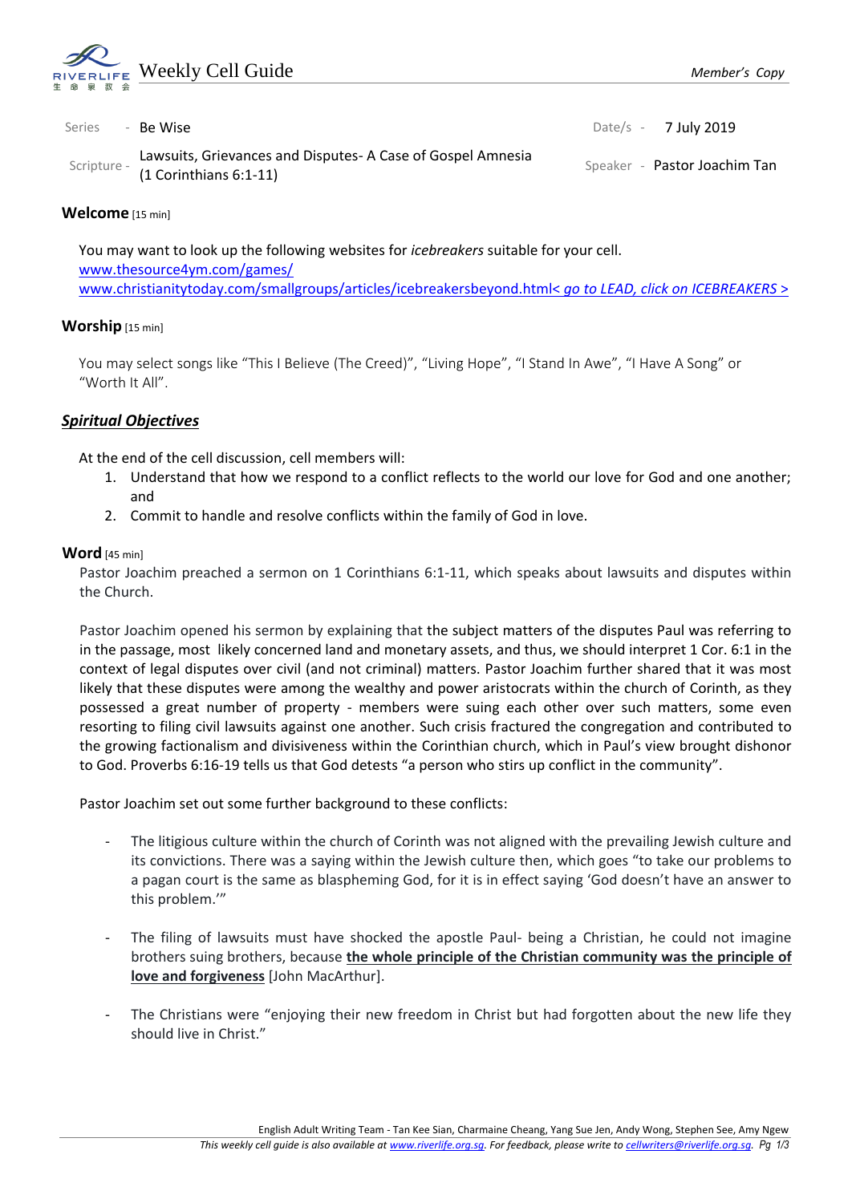# Weekly Cell Guide

*Member's Copy*

| | | | |
|---|---|---|---|
| Series - | Be Wise | Date/s - | 7 July 2019 |
| Scripture - | Lawsuits, Grievances and Disputes- A Case of Gospel Amnesia (1 Corinthians 6:1-11) | Speaker - | Pastor Joachim Tan |

## Welcome [15 min]

You may want to look up the following websites for *icebreakers* suitable for your cell.
www.thesource4ym.com/games/
www.christianitytoday.com/smallgroups/articles/icebreakersbeyond.html< *go to LEAD, click on ICEBREAKERS >*

## Worship [15 min]

You may select songs like "This I Believe (The Creed)", "Living Hope", "I Stand In Awe", "I Have A Song" or "Worth It All".

## ***Spiritual Objectives***

At the end of the cell discussion, cell members will:

1. Understand that how we respond to a conflict reflects to the world our love for God and one another; and
2. Commit to handle and resolve conflicts within the family of God in love.

## Word [45 min]

Pastor Joachim preached a sermon on 1 Corinthians 6:1-11, which speaks about lawsuits and disputes within the Church.

Pastor Joachim opened his sermon by explaining that the subject matters of the disputes Paul was referring to in the passage, most likely concerned land and monetary assets, and thus, we should interpret 1 Cor. 6:1 in the context of legal disputes over civil (and not criminal) matters. Pastor Joachim further shared that it was most likely that these disputes were among the wealthy and power aristocrats within the church of Corinth, as they possessed a great number of property - members were suing each other over such matters, some even resorting to filing civil lawsuits against one another. Such crisis fractured the congregation and contributed to the growing factionalism and divisiveness within the Corinthian church, which in Paul's view brought dishonor to God. Proverbs 6:16-19 tells us that God detests "a person who stirs up conflict in the community".

Pastor Joachim set out some further background to these conflicts:

- The litigious culture within the church of Corinth was not aligned with the prevailing Jewish culture and its convictions. There was a saying within the Jewish culture then, which goes "to take our problems to a pagan court is the same as blaspheming God, for it is in effect saying 'God doesn't have an answer to this problem.'"

- The filing of lawsuits must have shocked the apostle Paul- being a Christian, he could not imagine brothers suing brothers, because **the whole principle of the Christian community was the principle of love and forgiveness** [John MacArthur].

- The Christians were "enjoying their new freedom in Christ but had forgotten about the new life they should live in Christ."

English Adult Writing Team - Tan Kee Sian, Charmaine Cheang, Yang Sue Jen, Andy Wong, Stephen See, Amy Ngew
*This weekly cell guide is also available at www.riverlife.org.sg. For feedback, please write to cellwriters@riverlife.org.sg.*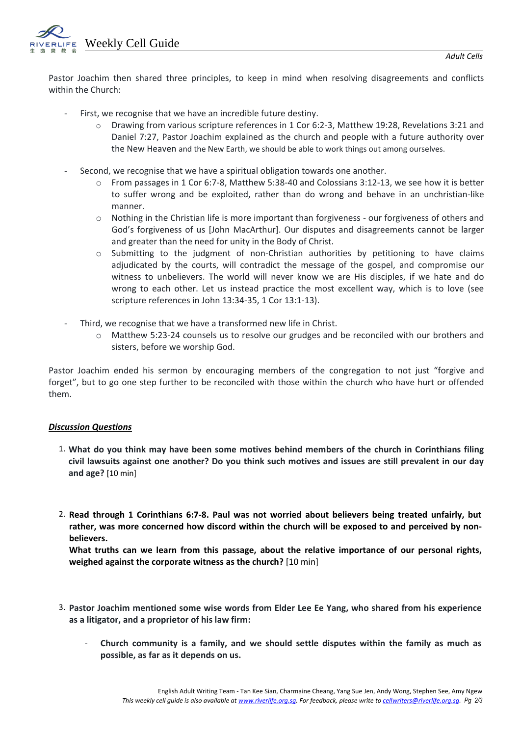Pastor Joachim then shared three principles, to keep in mind when resolving disagreements and conflicts within the Church:

- First, we recognise that we have an incredible future destiny.
  - Drawing from various scripture references in 1 Cor 6:2-3, Matthew 19:28, Revelations 3:21 and Daniel 7:27, Pastor Joachim explained as the church and people with a future authority over the New Heaven and the New Earth, we should be able to work things out among ourselves.

- Second, we recognise that we have a spiritual obligation towards one another.
  - From passages in 1 Cor 6:7-8, Matthew 5:38-40 and Colossians 3:12-13, we see how it is better to suffer wrong and be exploited, rather than do wrong and behave in an unchristian-like manner.
  - Nothing in the Christian life is more important than forgiveness - our forgiveness of others and God's forgiveness of us [John MacArthur]. Our disputes and disagreements cannot be larger and greater than the need for unity in the Body of Christ.
  - Submitting to the judgment of non-Christian authorities by petitioning to have claims adjudicated by the courts, will contradict the message of the gospel, and compromise our witness to unbelievers. The world will never know we are His disciples, if we hate and do wrong to each other. Let us instead practice the most excellent way, which is to love (see scripture references in John 13:34-35, 1 Cor 13:1-13).

- Third, we recognise that we have a transformed new life in Christ.
  - Matthew 5:23-24 counsels us to resolve our grudges and be reconciled with our brothers and sisters, before we worship God.

Pastor Joachim ended his sermon by encouraging members of the congregation to not just "forgive and forget", but to go one step further to be reconciled with those within the church who have hurt or offended them.

***Discussion Questions***

1. **What do you think may have been some motives behind members of the church in Corinthians filing civil lawsuits against one another? Do you think such motives and issues are still prevalent in our day and age?** [10 min]

2. **Read through 1 Corinthians 6:7-8. Paul was not worried about believers being treated unfairly, but rather, was more concerned how discord within the church will be exposed to and perceived by non-believers.**
   **What truths can we learn from this passage, about the relative importance of our personal rights, weighed against the corporate witness as the church?** [10 min]

3. **Pastor Joachim mentioned some wise words from Elder Lee Ee Yang, who shared from his experience as a litigator, and a proprietor of his law firm:**

   - **Church community is a family, and we should settle disputes within the family as much as possible, as far as it depends on us.**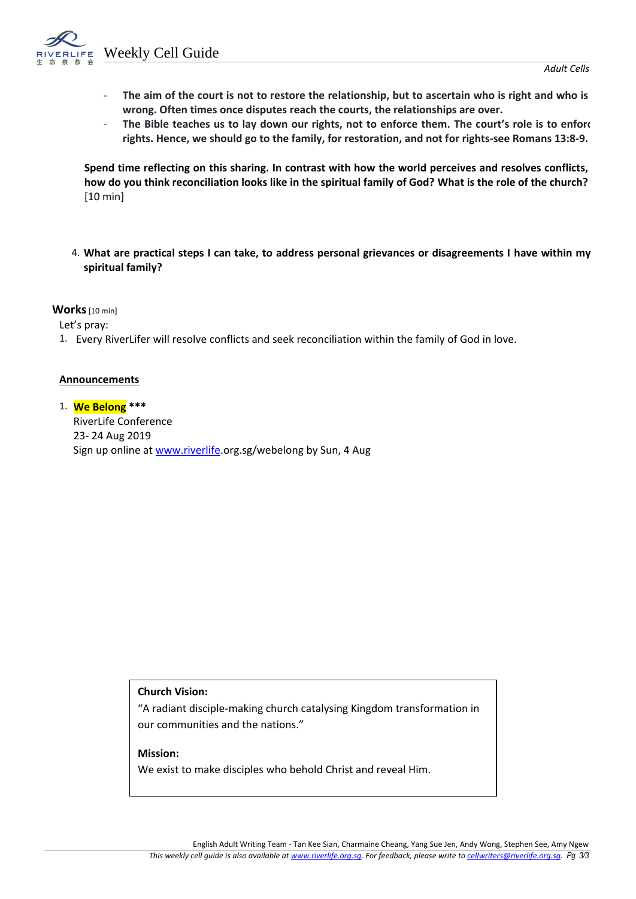- **The aim of the court is not to restore the relationship, but to ascertain who is right and who is wrong. Often times once disputes reach the courts, the relationships are over.**
- **The Bible teaches us to lay down our rights, not to enforce them. The court's role is to enforce rights. Hence, we should go to the family, for restoration, and not for rights-see Romans 13:8-9.**

**Spend time reflecting on this sharing. In contrast with how the world perceives and resolves conflicts, how do you think reconciliation looks like in the spiritual family of God? What is the role of the church?** [10 min]

4. **What are practical steps I can take, to address personal grievances or disagreements I have within my spiritual family?**

## Works [10 min]

Let's pray:

1. Every RiverLifer will resolve conflicts and seek reconciliation within the family of God in love.

**Announcements**

1. **We Belong** ***
   RiverLife Conference
   23- 24 Aug 2019
   Sign up online at www.riverlife.org.sg/webelong by Sun, 4 Aug

**Church Vision:**
"A radiant disciple-making church catalysing Kingdom transformation in our communities and the nations."

**Mission:**
We exist to make disciples who behold Christ and reveal Him.

English Adult Writing Team - Tan Kee Sian, Charmaine Cheang, Yang Sue Jen, Andy Wong, Stephen See, Amy Ngew

*This weekly cell guide is also available at www.riverlife.org.sg. For feedback, please write to cellwriters@riverlife.org.sg.*